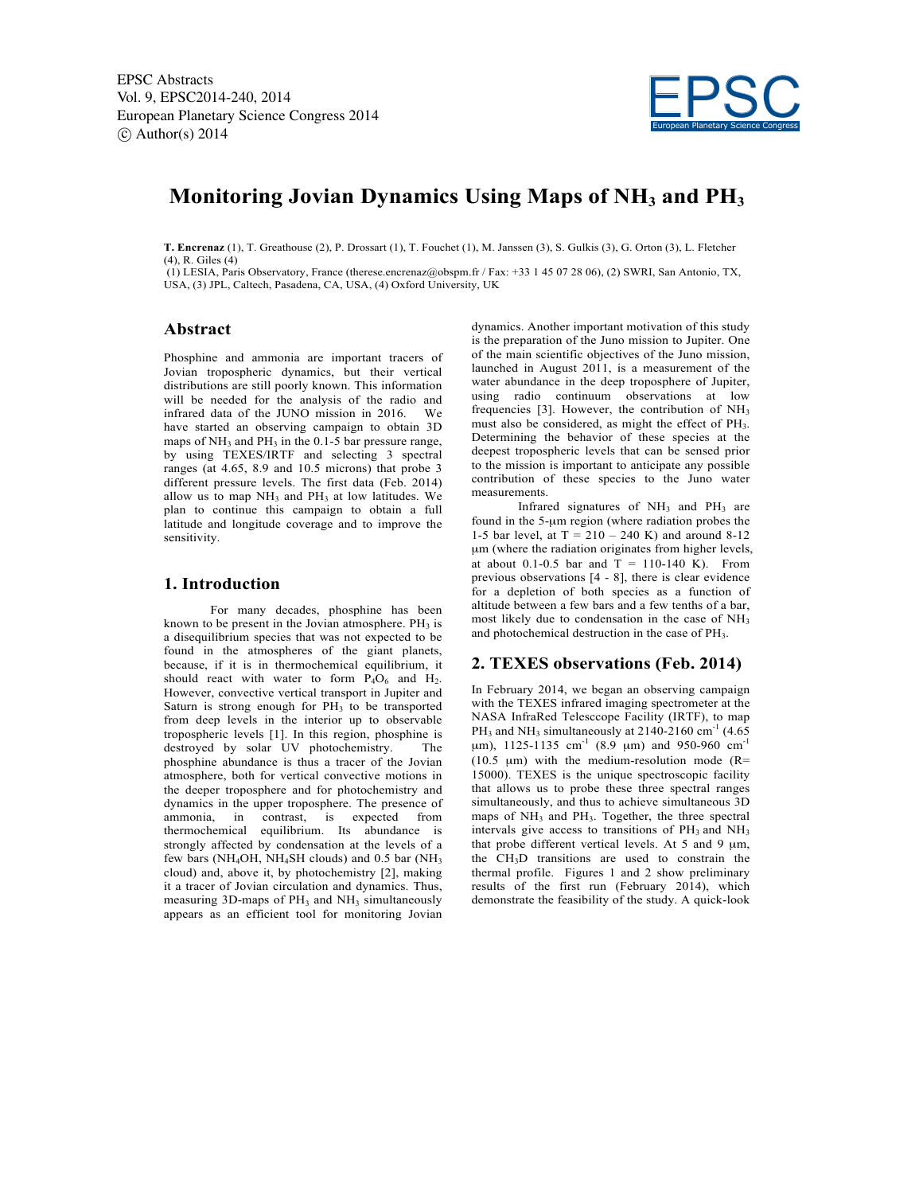# Monitoring Jovian Dynamics Using Maps of $NH_3$ and $PH_3$

**T. Encrenaz** (1), T. Greathouse (2), P. Drossart (1), T. Fouchet (1), M. Janssen (3), S. Gulkis (3), G. Orton (3), L. Fletcher (4), R. Giles (4)

(1) LESIA, Paris Observatory, France (therese.encrenaz@obspm.fr / Fax: +33 1 45 07 28 06), (2) SWRI, San Antonio, TX, USA, (3) JPL, Caltech, Pasadena, CA, USA, (4) Oxford University, UK

## Abstract

Phosphine and ammonia are important tracers of Jovian tropospheric dynamics, but their vertical distributions are still poorly known. This information will be needed for the analysis of the radio and infrared data of the JUNO mission in 2016. We have started an observing campaign to obtain 3D maps of $NH_3$ and $PH_3$ in the 0.1-5 bar pressure range, by using TEXES/IRTF and selecting 3 spectral ranges (at 4.65, 8.9 and 10.5 microns) that probe 3 different pressure levels. The first data (Feb. 2014) allow us to map $NH_3$ and $PH_3$ at low latitudes. We plan to continue this campaign to obtain a full latitude and longitude coverage and to improve the sensitivity.

## 1. Introduction

For many decades, phosphine has been known to be present in the Jovian atmosphere. $PH_3$ is a disequilibrium species that was not expected to be found in the atmospheres of the giant planets, because, if it is in thermochemical equilibrium, it should react with water to form $P_4O_6$ and $H_2$. However, convective vertical transport in Jupiter and Saturn is strong enough for $PH_3$ to be transported from deep levels in the interior up to observable tropospheric levels [1]. In this region, phosphine is destroyed by solar UV photochemistry. The phosphine abundance is thus a tracer of the Jovian atmosphere, both for vertical convective motions in the deeper troposphere and for photochemistry and dynamics in the upper troposphere. The presence of ammonia, in contrast, is expected from thermochemical equilibrium. Its abundance is strongly affected by condensation at the levels of a few bars ($NH_4OH$, $NH_4SH$ clouds) and 0.5 bar ($NH_3$ cloud) and, above it, by photochemistry [2], making it a tracer of Jovian circulation and dynamics. Thus, measuring 3D-maps of $PH_3$ and $NH_3$ simultaneously appears as an efficient tool for monitoring Jovian dynamics. Another important motivation of this study is the preparation of the Juno mission to Jupiter. One of the main scientific objectives of the Juno mission, launched in August 2011, is a measurement of the water abundance in the deep troposphere of Jupiter, using radio continuum observations at low frequencies [3]. However, the contribution of $NH_3$ must also be considered, as might the effect of $PH_3$. Determining the behavior of these species at the deepest tropospheric levels that can be sensed prior to the mission is important to anticipate any possible contribution of these species to the Juno water measurements.

Infrared signatures of $NH_3$ and $PH_3$ are found in the 5-μm region (where radiation probes the 1-5 bar level, at T = 210 – 240 K) and around 8-12 μm (where the radiation originates from higher levels, at about 0.1-0.5 bar and T = 110-140 K). From previous observations [4 - 8], there is clear evidence for a depletion of both species as a function of altitude between a few bars and a few tenths of a bar, most likely due to condensation in the case of $NH_3$ and photochemical destruction in the case of $PH_3$.

## 2. TEXES observations (Feb. 2014)

In February 2014, we began an observing campaign with the TEXES infrared imaging spectrometer at the NASA InfraRed Telesccope Facility (IRTF), to map $PH_3$ and $NH_3$ simultaneously at 2140-2160 $cm^{-1}$ (4.65 μm), 1125-1135 $cm^{-1}$ (8.9 μm) and 950-960 $cm^{-1}$ (10.5 μm) with the medium-resolution mode (R= 15000). TEXES is the unique spectroscopic facility that allows us to probe these three spectral ranges simultaneously, and thus to achieve simultaneous 3D maps of $NH_3$ and $PH_3$. Together, the three spectral intervals give access to transitions of $PH_3$ and $NH_3$ that probe different vertical levels. At 5 and 9 μm, the $CH_3D$ transitions are used to constrain the thermal profile. Figures 1 and 2 show preliminary results of the first run (February 2014), which demonstrate the feasibility of the study. A quick-look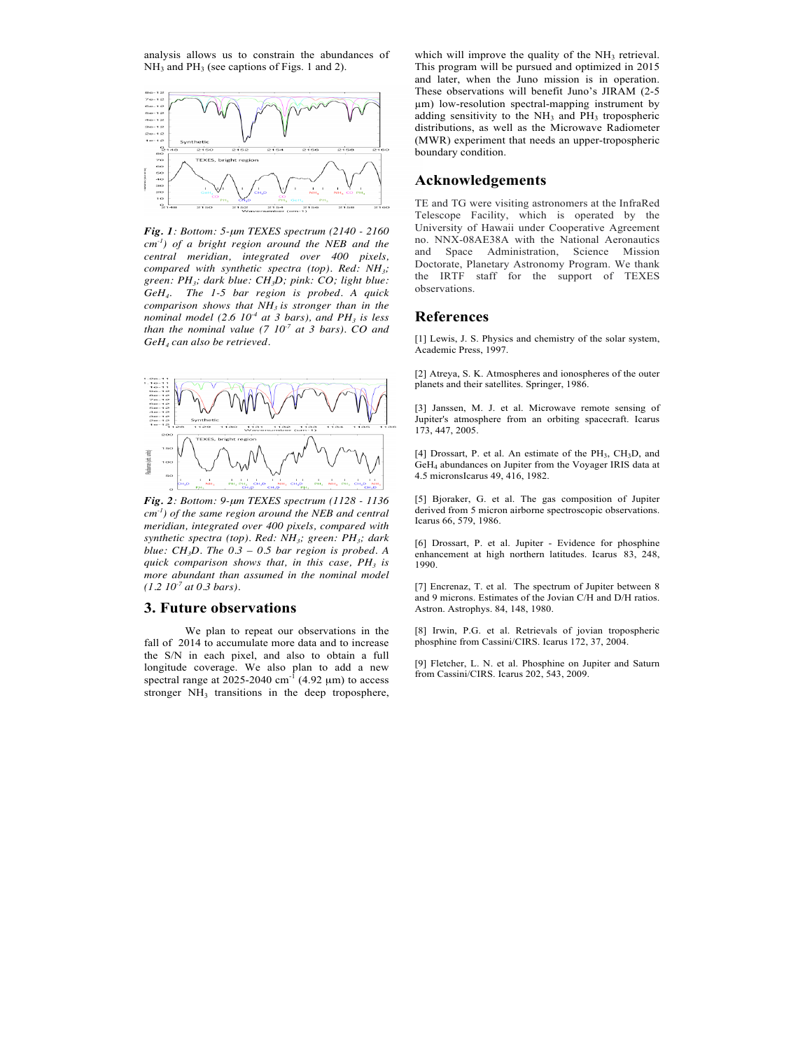analysis allows us to constrain the abundances of $NH_3$ and $PH_3$ (see captions of Figs. 1 and 2).

Synthetic

TEXES, bright region

Wavenumber (cm-1)

***Fig. 1**: Bottom: 5-µm TEXES spectrum (2140 - 2160 $cm^{-1}$) of a bright region around the NEB and the central meridian, integrated over 400 pixels, compared with synthetic spectra (top). Red: $NH_3$; green: $PH_3$; dark blue: $CH_3D$; pink: CO; light blue: $GeH_4$. The 1-5 bar region is probed. A quick comparison shows that $NH_3$ is stronger than in the nominal model (2.6 $10^{-4}$ at 3 bars), and $PH_3$ is less than the nominal value (7 $10^{-7}$ at 3 bars). CO and $GeH_4$ can also be retrieved.*

Synthetic

TEXES, bright region

Wavenumber (cm-1)

Radiance (arb. units)

***Fig. 2**: Bottom: 9-µm TEXES spectrum (1128 - 1136 $cm^{-1}$) of the same region around the NEB and central meridian, integrated over 400 pixels, compared with synthetic spectra (top). Red: $NH_3$; green: $PH_3$; dark blue: $CH_3D$. The 0.3 – 0.5 bar region is probed. A quick comparison shows that, in this case, $PH_3$ is more abundant than assumed in the nominal model (1.2 $10^{-7}$ at 0.3 bars).*

## 3. Future observations

We plan to repeat our observations in the fall of 2014 to accumulate more data and to increase the S/N in each pixel, and also to obtain a full longitude coverage. We also plan to add a new spectral range at 2025-2040 $cm^{-1}$ (4.92 µm) to access stronger $NH_3$ transitions in the deep troposphere, which will improve the quality of the $NH_3$ retrieval. This program will be pursued and optimized in 2015 and later, when the Juno mission is in operation. These observations will benefit Juno's JIRAM (2-5 µm) low-resolution spectral-mapping instrument by adding sensitivity to the $NH_3$ and $PH_3$ tropospheric distributions, as well as the Microwave Radiometer (MWR) experiment that needs an upper-tropospheric boundary condition.

## Acknowledgements

TE and TG were visiting astronomers at the InfraRed Telescope Facility, which is operated by the University of Hawaii under Cooperative Agreement no. NNX-08AE38A with the National Aeronautics and Space Administration, Science Mission Doctorate, Planetary Astronomy Program. We thank the IRTF staff for the support of TEXES observations.

## References

[1] Lewis, J. S. Physics and chemistry of the solar system, Academic Press, 1997.

[2] Atreya, S. K. Atmospheres and ionospheres of the outer planets and their satellites. Springer, 1986.

[3] Janssen, M. J. et al. Microwave remote sensing of Jupiter's atmosphere from an orbiting spacecraft. Icarus 173, 447, 2005.

[4] Drossart, P. et al. An estimate of the $PH_3$, $CH_3D$, and $GeH_4$ abundances on Jupiter from the Voyager IRIS data at 4.5 micronsIcarus 49, 416, 1982.

[5] Bjoraker, G. et al. The gas composition of Jupiter derived from 5 micron airborne spectroscopic observations. Icarus 66, 579, 1986.

[6] Drossart, P. et al. Jupiter - Evidence for phosphine enhancement at high northern latitudes. Icarus 83, 248, 1990.

[7] Encrenaz, T. et al. The spectrum of Jupiter between 8 and 9 microns. Estimates of the Jovian C/H and D/H ratios. Astron. Astrophys. 84, 148, 1980.

[8] Irwin, P.G. et al. Retrievals of jovian tropospheric phosphine from Cassini/CIRS. Icarus 172, 37, 2004.

[9] Fletcher, L. N. et al. Phosphine on Jupiter and Saturn from Cassini/CIRS. Icarus 202, 543, 2009.